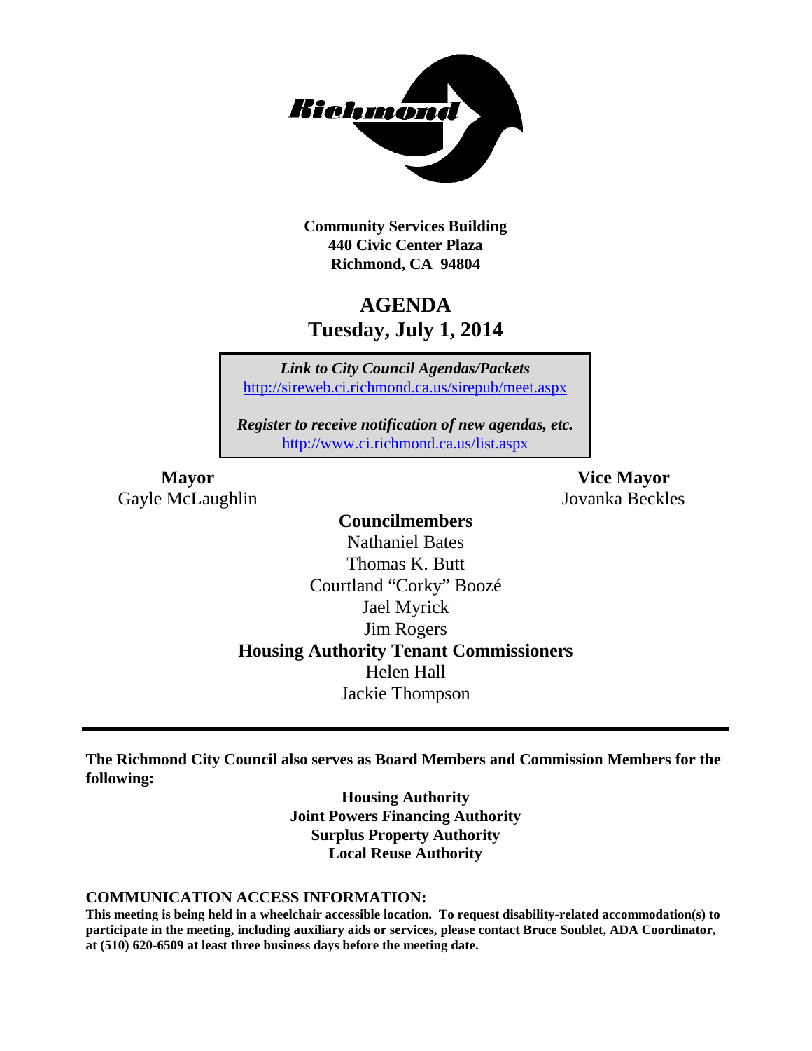**Community Services Building**
**440 Civic Center Plaza**
**Richmond, CA 94804**

# AGENDA
## Tuesday, July 1, 2014

*Link to City Council Agendas/Packets*
http://sireweb.ci.richmond.ca.us/sirepub/meet.aspx

*Register to receive notification of new agendas, etc.*
http://www.ci.richmond.ca.us/list.aspx

**Mayor**
Gayle McLaughlin

**Vice Mayor**
Jovanka Beckles

**Councilmembers**
Nathaniel Bates
Thomas K. Butt
Courtland "Corky" Boozé
Jael Myrick
Jim Rogers

**Housing Authority Tenant Commissioners**
Helen Hall
Jackie Thompson

---

**The Richmond City Council also serves as Board Members and Commission Members for the following:**

**Housing Authority**
**Joint Powers Financing Authority**
**Surplus Property Authority**
**Local Reuse Authority**

**COMMUNICATION ACCESS INFORMATION:**
**This meeting is being held in a wheelchair accessible location. To request disability-related accommodation(s) to participate in the meeting, including auxiliary aids or services, please contact Bruce Soublet, ADA Coordinator, at (510) 620-6509 at least three business days before the meeting date.**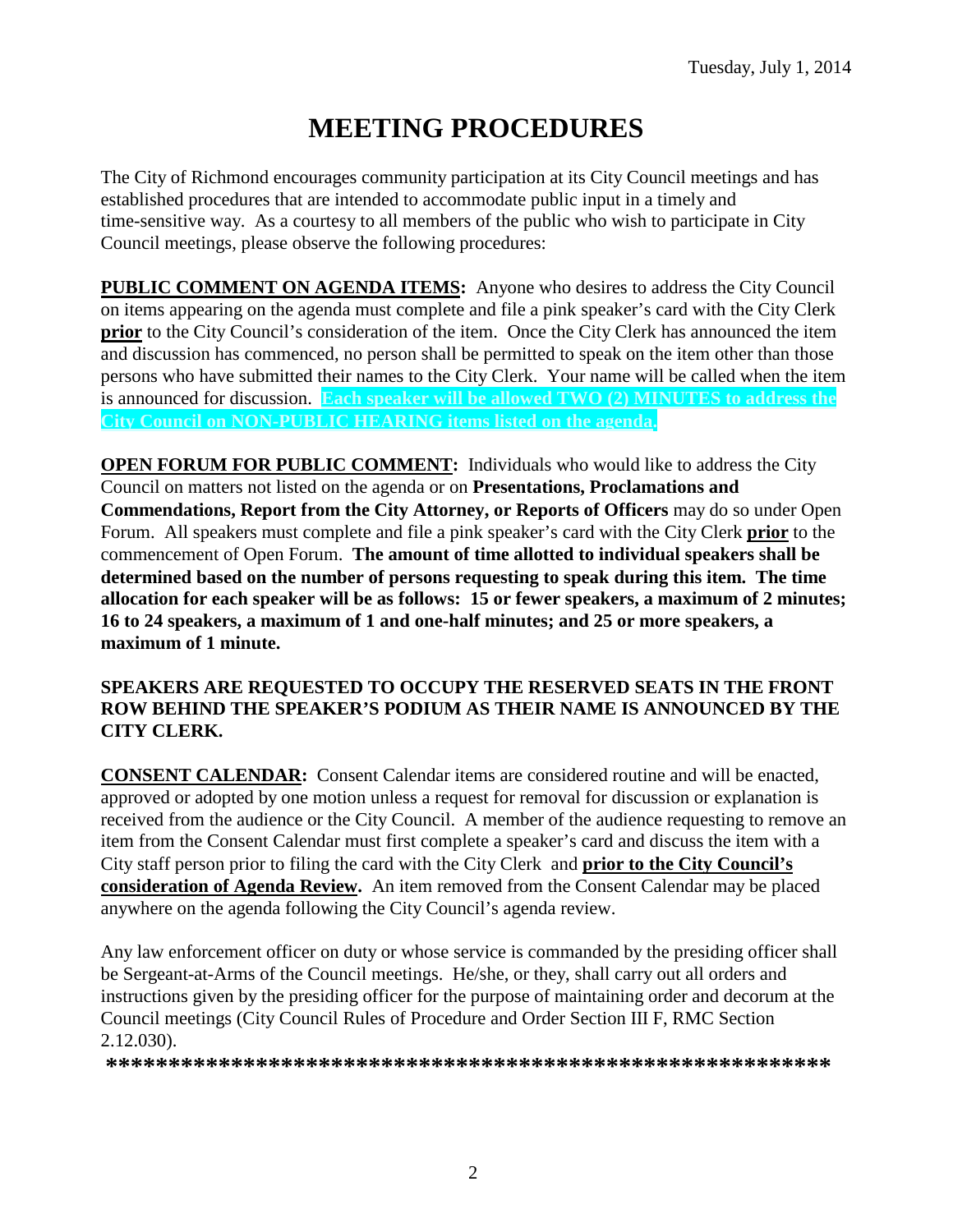Tuesday, July 1, 2014

# MEETING PROCEDURES

The City of Richmond encourages community participation at its City Council meetings and has established procedures that are intended to accommodate public input in a timely and time-sensitive way. As a courtesy to all members of the public who wish to participate in City Council meetings, please observe the following procedures:

**PUBLIC COMMENT ON AGENDA ITEMS:** Anyone who desires to address the City Council on items appearing on the agenda must complete and file a pink speaker's card with the City Clerk **prior** to the City Council's consideration of the item. Once the City Clerk has announced the item and discussion has commenced, no person shall be permitted to speak on the item other than those persons who have submitted their names to the City Clerk. Your name will be called when the item is announced for discussion. **Each speaker will be allowed TWO (2) MINUTES to address the City Council on NON-PUBLIC HEARING items listed on the agenda.**

**OPEN FORUM FOR PUBLIC COMMENT:** Individuals who would like to address the City Council on matters not listed on the agenda or on **Presentations, Proclamations and Commendations, Report from the City Attorney, or Reports of Officers** may do so under Open Forum. All speakers must complete and file a pink speaker's card with the City Clerk **prior** to the commencement of Open Forum. **The amount of time allotted to individual speakers shall be determined based on the number of persons requesting to speak during this item. The time allocation for each speaker will be as follows: 15 or fewer speakers, a maximum of 2 minutes; 16 to 24 speakers, a maximum of 1 and one-half minutes; and 25 or more speakers, a maximum of 1 minute.**

**SPEAKERS ARE REQUESTED TO OCCUPY THE RESERVED SEATS IN THE FRONT ROW BEHIND THE SPEAKER'S PODIUM AS THEIR NAME IS ANNOUNCED BY THE CITY CLERK.**

**CONSENT CALENDAR:** Consent Calendar items are considered routine and will be enacted, approved or adopted by one motion unless a request for removal for discussion or explanation is received from the audience or the City Council. A member of the audience requesting to remove an item from the Consent Calendar must first complete a speaker's card and discuss the item with a City staff person prior to filing the card with the City Clerk and **prior to the City Council's consideration of Agenda Review.** An item removed from the Consent Calendar may be placed anywhere on the agenda following the City Council's agenda review.

Any law enforcement officer on duty or whose service is commanded by the presiding officer shall be Sergeant-at-Arms of the Council meetings. He/she, or they, shall carry out all orders and instructions given by the presiding officer for the purpose of maintaining order and decorum at the Council meetings (City Council Rules of Procedure and Order Section III F, RMC Section 2.12.030).

**\*\*\*\*\*\*\*\*\*\*\*\*\*\*\*\*\*\*\*\*\*\*\*\*\*\*\*\*\*\*\*\*\*\*\*\*\*\*\*\*\*\*\*\*\*\*\*\*\*\*\*\*\*\*\*\*\*\*\*\***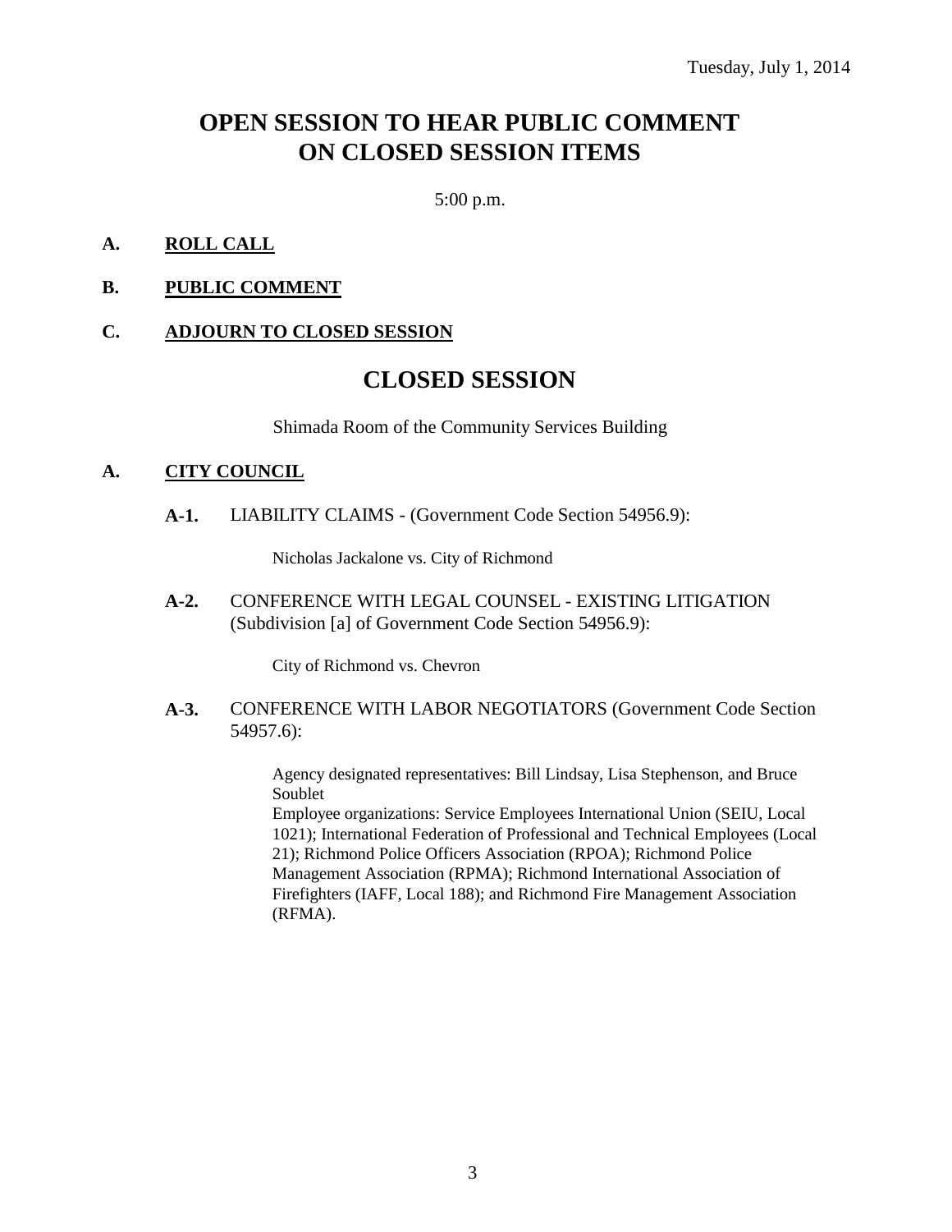Tuesday, July 1, 2014

# OPEN SESSION TO HEAR PUBLIC COMMENT ON CLOSED SESSION ITEMS

5:00 p.m.

**A. ROLL CALL**

**B. PUBLIC COMMENT**

**C. ADJOURN TO CLOSED SESSION**

# CLOSED SESSION

Shimada Room of the Community Services Building

**A. CITY COUNCIL**

**A-1.** LIABILITY CLAIMS - (Government Code Section 54956.9):

Nicholas Jackalone vs. City of Richmond

**A-2.** CONFERENCE WITH LEGAL COUNSEL - EXISTING LITIGATION (Subdivision [a] of Government Code Section 54956.9):

City of Richmond vs. Chevron

**A-3.** CONFERENCE WITH LABOR NEGOTIATORS (Government Code Section 54957.6):

Agency designated representatives: Bill Lindsay, Lisa Stephenson, and Bruce Soublet
Employee organizations: Service Employees International Union (SEIU, Local 1021); International Federation of Professional and Technical Employees (Local 21); Richmond Police Officers Association (RPOA); Richmond Police Management Association (RPMA); Richmond International Association of Firefighters (IAFF, Local 188); and Richmond Fire Management Association (RFMA).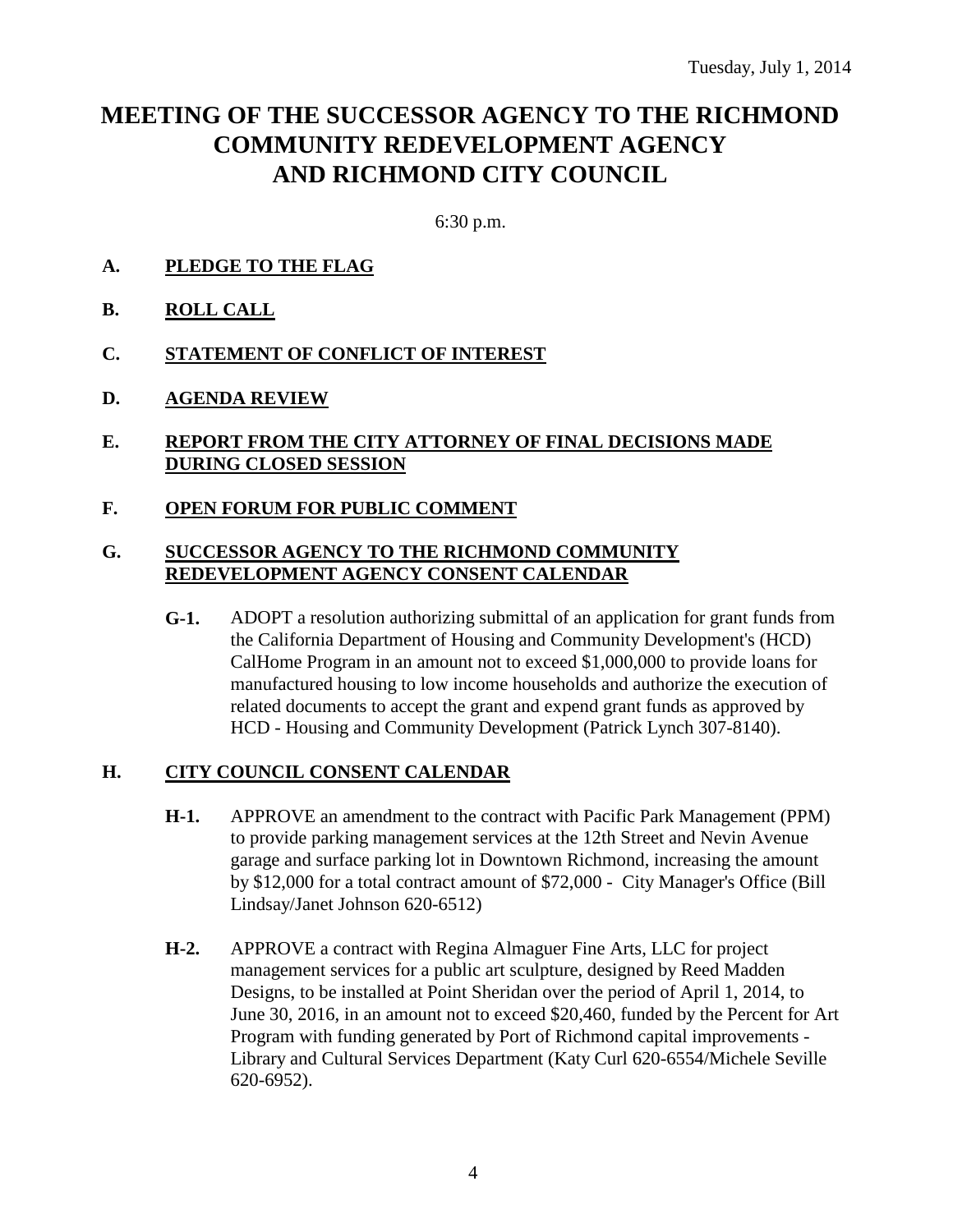Tuesday, July 1, 2014

# MEETING OF THE SUCCESSOR AGENCY TO THE RICHMOND COMMUNITY REDEVELOPMENT AGENCY AND RICHMOND CITY COUNCIL

6:30 p.m.

**A. PLEDGE TO THE FLAG**

**B. ROLL CALL**

**C. STATEMENT OF CONFLICT OF INTEREST**

**D. AGENDA REVIEW**

**E. REPORT FROM THE CITY ATTORNEY OF FINAL DECISIONS MADE DURING CLOSED SESSION**

**F. OPEN FORUM FOR PUBLIC COMMENT**

**G. SUCCESSOR AGENCY TO THE RICHMOND COMMUNITY REDEVELOPMENT AGENCY CONSENT CALENDAR**

**G-1.** ADOPT a resolution authorizing submittal of an application for grant funds from the California Department of Housing and Community Development's (HCD) CalHome Program in an amount not to exceed $1,000,000 to provide loans for manufactured housing to low income households and authorize the execution of related documents to accept the grant and expend grant funds as approved by HCD - Housing and Community Development (Patrick Lynch 307-8140).

**H. CITY COUNCIL CONSENT CALENDAR**

**H-1.** APPROVE an amendment to the contract with Pacific Park Management (PPM) to provide parking management services at the 12th Street and Nevin Avenue garage and surface parking lot in Downtown Richmond, increasing the amount by $12,000 for a total contract amount of $72,000 - City Manager's Office (Bill Lindsay/Janet Johnson 620-6512)

**H-2.** APPROVE a contract with Regina Almaguer Fine Arts, LLC for project management services for a public art sculpture, designed by Reed Madden Designs, to be installed at Point Sheridan over the period of April 1, 2014, to June 30, 2016, in an amount not to exceed $20,460, funded by the Percent for Art Program with funding generated by Port of Richmond capital improvements - Library and Cultural Services Department (Katy Curl 620-6554/Michele Seville 620-6952).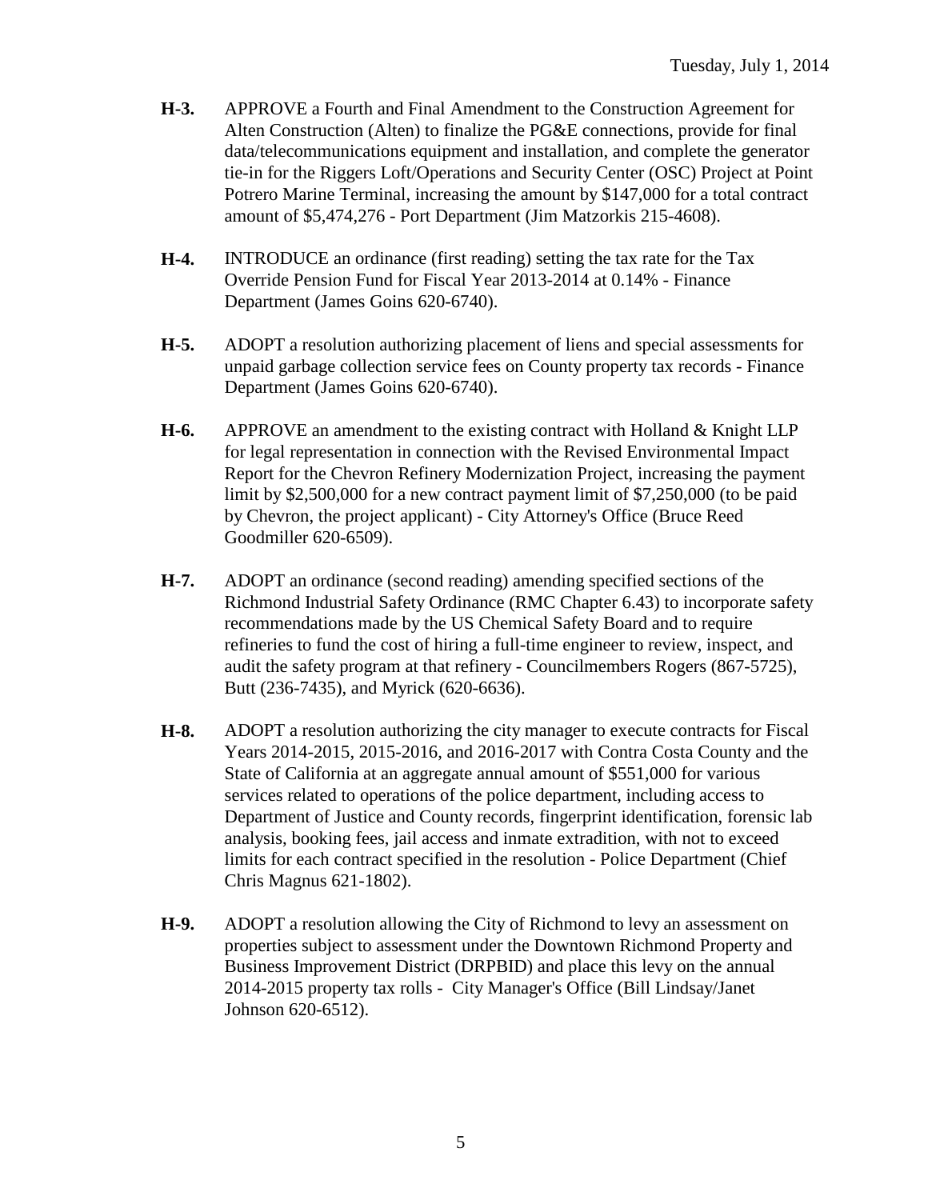**H-3.** APPROVE a Fourth and Final Amendment to the Construction Agreement for Alten Construction (Alten) to finalize the PG&E connections, provide for final data/telecommunications equipment and installation, and complete the generator tie-in for the Riggers Loft/Operations and Security Center (OSC) Project at Point Potrero Marine Terminal, increasing the amount by $147,000 for a total contract amount of $5,474,276 - Port Department (Jim Matzorkis 215-4608).

**H-4.** INTRODUCE an ordinance (first reading) setting the tax rate for the Tax Override Pension Fund for Fiscal Year 2013-2014 at 0.14% - Finance Department (James Goins 620-6740).

**H-5.** ADOPT a resolution authorizing placement of liens and special assessments for unpaid garbage collection service fees on County property tax records - Finance Department (James Goins 620-6740).

**H-6.** APPROVE an amendment to the existing contract with Holland & Knight LLP for legal representation in connection with the Revised Environmental Impact Report for the Chevron Refinery Modernization Project, increasing the payment limit by $2,500,000 for a new contract payment limit of $7,250,000 (to be paid by Chevron, the project applicant) - City Attorney's Office (Bruce Reed Goodmiller 620-6509).

**H-7.** ADOPT an ordinance (second reading) amending specified sections of the Richmond Industrial Safety Ordinance (RMC Chapter 6.43) to incorporate safety recommendations made by the US Chemical Safety Board and to require refineries to fund the cost of hiring a full-time engineer to review, inspect, and audit the safety program at that refinery - Councilmembers Rogers (867-5725), Butt (236-7435), and Myrick (620-6636).

**H-8.** ADOPT a resolution authorizing the city manager to execute contracts for Fiscal Years 2014-2015, 2015-2016, and 2016-2017 with Contra Costa County and the State of California at an aggregate annual amount of $551,000 for various services related to operations of the police department, including access to Department of Justice and County records, fingerprint identification, forensic lab analysis, booking fees, jail access and inmate extradition, with not to exceed limits for each contract specified in the resolution - Police Department (Chief Chris Magnus 621-1802).

**H-9.** ADOPT a resolution allowing the City of Richmond to levy an assessment on properties subject to assessment under the Downtown Richmond Property and Business Improvement District (DRPBID) and place this levy on the annual 2014-2015 property tax rolls - City Manager's Office (Bill Lindsay/Janet Johnson 620-6512).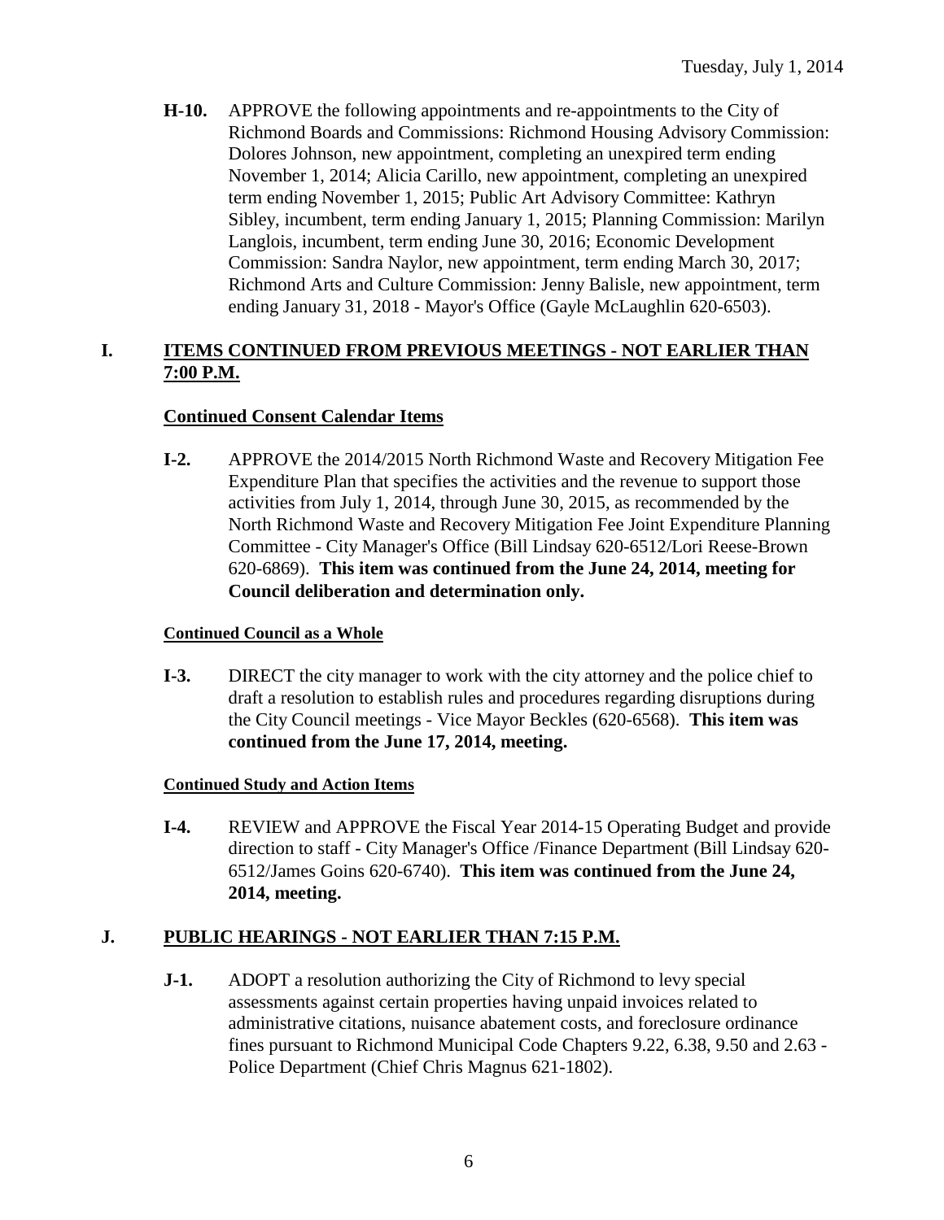**H-10.** APPROVE the following appointments and re-appointments to the City of Richmond Boards and Commissions: Richmond Housing Advisory Commission: Dolores Johnson, new appointment, completing an unexpired term ending November 1, 2014; Alicia Carillo, new appointment, completing an unexpired term ending November 1, 2015; Public Art Advisory Committee: Kathryn Sibley, incumbent, term ending January 1, 2015; Planning Commission: Marilyn Langlois, incumbent, term ending June 30, 2016; Economic Development Commission: Sandra Naylor, new appointment, term ending March 30, 2017; Richmond Arts and Culture Commission: Jenny Balisle, new appointment, term ending January 31, 2018 - Mayor's Office (Gayle McLaughlin 620-6503).

## I. ITEMS CONTINUED FROM PREVIOUS MEETINGS - NOT EARLIER THAN 7:00 P.M.

### Continued Consent Calendar Items

**I-2.** APPROVE the 2014/2015 North Richmond Waste and Recovery Mitigation Fee Expenditure Plan that specifies the activities and the revenue to support those activities from July 1, 2014, through June 30, 2015, as recommended by the North Richmond Waste and Recovery Mitigation Fee Joint Expenditure Planning Committee - City Manager's Office (Bill Lindsay 620-6512/Lori Reese-Brown 620-6869). **This item was continued from the June 24, 2014, meeting for Council deliberation and determination only.**

#### Continued Council as a Whole

**I-3.** DIRECT the city manager to work with the city attorney and the police chief to draft a resolution to establish rules and procedures regarding disruptions during the City Council meetings - Vice Mayor Beckles (620-6568). **This item was continued from the June 17, 2014, meeting.**

#### Continued Study and Action Items

**I-4.** REVIEW and APPROVE the Fiscal Year 2014-15 Operating Budget and provide direction to staff - City Manager's Office /Finance Department (Bill Lindsay 620-6512/James Goins 620-6740). **This item was continued from the June 24, 2014, meeting.**

## J. PUBLIC HEARINGS - NOT EARLIER THAN 7:15 P.M.

**J-1.** ADOPT a resolution authorizing the City of Richmond to levy special assessments against certain properties having unpaid invoices related to administrative citations, nuisance abatement costs, and foreclosure ordinance fines pursuant to Richmond Municipal Code Chapters 9.22, 6.38, 9.50 and 2.63 - Police Department (Chief Chris Magnus 621-1802).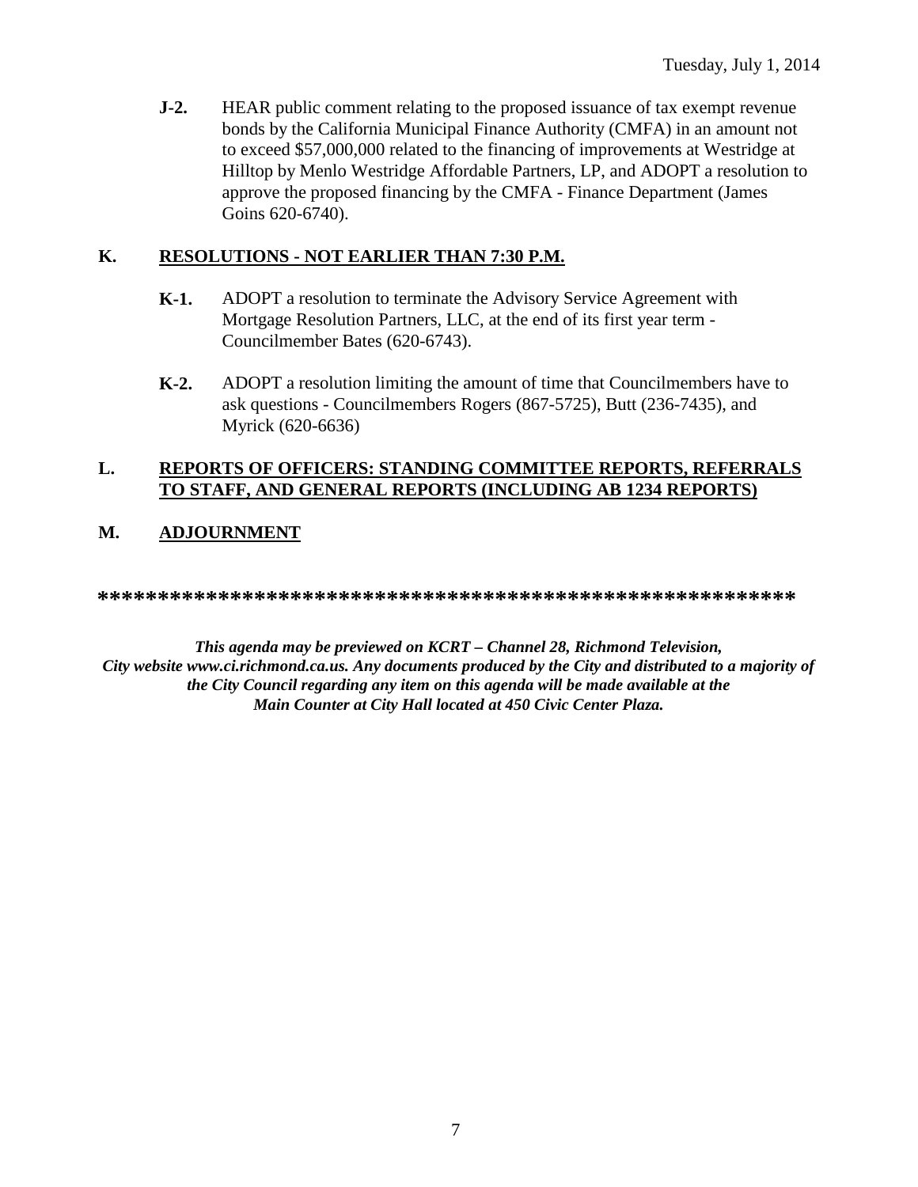**J-2.** HEAR public comment relating to the proposed issuance of tax exempt revenue bonds by the California Municipal Finance Authority (CMFA) in an amount not to exceed $57,000,000 related to the financing of improvements at Westridge at Hilltop by Menlo Westridge Affordable Partners, LP, and ADOPT a resolution to approve the proposed financing by the CMFA - Finance Department (James Goins 620-6740).

## K. RESOLUTIONS - NOT EARLIER THAN 7:30 P.M.

**K-1.** ADOPT a resolution to terminate the Advisory Service Agreement with Mortgage Resolution Partners, LLC, at the end of its first year term - Councilmember Bates (620-6743).

**K-2.** ADOPT a resolution limiting the amount of time that Councilmembers have to ask questions - Councilmembers Rogers (867-5725), Butt (236-7435), and Myrick (620-6636)

## L. REPORTS OF OFFICERS: STANDING COMMITTEE REPORTS, REFERRALS TO STAFF, AND GENERAL REPORTS (INCLUDING AB 1234 REPORTS)

## M. ADJOURNMENT

**********************************************************

***This agenda may be previewed on KCRT – Channel 28, Richmond Television, City website www.ci.richmond.ca.us. Any documents produced by the City and distributed to a majority of the City Council regarding any item on this agenda will be made available at the Main Counter at City Hall located at 450 Civic Center Plaza.***